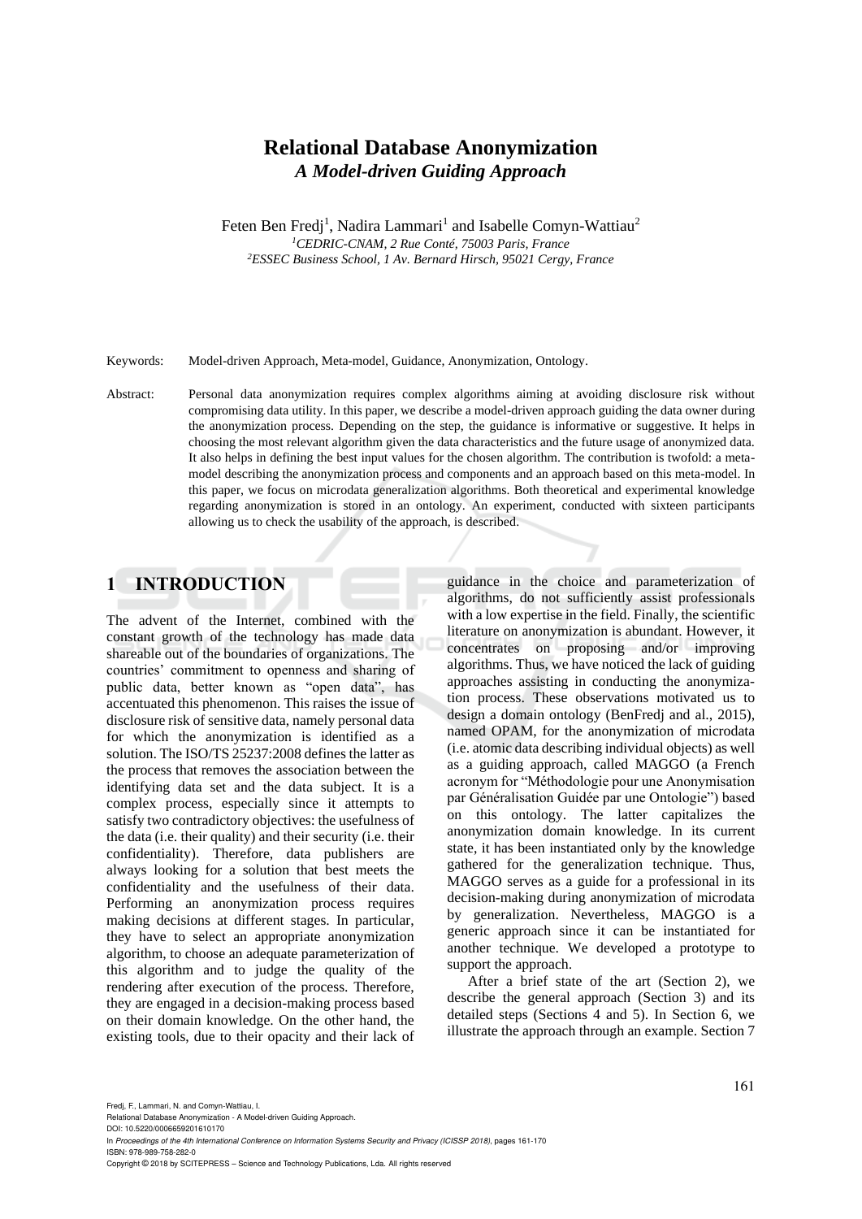# Relational Database Anonymization

## *A Model-driven Guiding Approach*

Feten Ben Fredj[1], Nadira Lammari[1] and Isabelle Comyn-Wattiau[2]

[1]*CEDRIC-CNAM, 2 Rue Conté, 75003 Paris, France*
[2]*ESSEC Business School, 1 Av. Bernard Hirsch, 95021 Cergy, France*

Keywords: Model-driven Approach, Meta-model, Guidance, Anonymization, Ontology.

Abstract: Personal data anonymization requires complex algorithms aiming at avoiding disclosure risk without compromising data utility. In this paper, we describe a model-driven approach guiding the data owner during the anonymization process. Depending on the step, the guidance is informative or suggestive. It helps in choosing the most relevant algorithm given the data characteristics and the future usage of anonymized data. It also helps in defining the best input values for the chosen algorithm. The contribution is twofold: a meta-model describing the anonymization process and components and an approach based on this meta-model. In this paper, we focus on microdata generalization algorithms. Both theoretical and experimental knowledge regarding anonymization is stored in an ontology. An experiment, conducted with sixteen participants allowing us to check the usability of the approach, is described.

## 1 INTRODUCTION

The advent of the Internet, combined with the constant growth of the technology has made data shareable out of the boundaries of organizations. The countries' commitment to openness and sharing of public data, better known as "open data", has accentuated this phenomenon. This raises the issue of disclosure risk of sensitive data, namely personal data for which the anonymization is identified as a solution. The ISO/TS 25237:2008 defines the latter as the process that removes the association between the identifying data set and the data subject. It is a complex process, especially since it attempts to satisfy two contradictory objectives: the usefulness of the data (i.e. their quality) and their security (i.e. their confidentiality). Therefore, data publishers are always looking for a solution that best meets the confidentiality and the usefulness of their data. Performing an anonymization process requires making decisions at different stages. In particular, they have to select an appropriate anonymization algorithm, to choose an adequate parameterization of this algorithm and to judge the quality of the rendering after execution of the process. Therefore, they are engaged in a decision-making process based on their domain knowledge. On the other hand, the existing tools, due to their opacity and their lack of guidance in the choice and parameterization of algorithms, do not sufficiently assist professionals with a low expertise in the field. Finally, the scientific literature on anonymization is abundant. However, it concentrates on proposing and/or improving algorithms. Thus, we have noticed the lack of guiding approaches assisting in conducting the anonymization process. These observations motivated us to design a domain ontology (BenFredj and al., 2015), named OPAM, for the anonymization of microdata (i.e. atomic data describing individual objects) as well as a guiding approach, called MAGGO (a French acronym for "Méthodologie pour une Anonymisation par Généralisation Guidée par une Ontologie") based on this ontology. The latter capitalizes the anonymization domain knowledge. In its current state, it has been instantiated only by the knowledge gathered for the generalization technique. Thus, MAGGO serves as a guide for a professional in its decision-making during anonymization of microdata by generalization. Nevertheless, MAGGO is a generic approach since it can be instantiated for another technique. We developed a prototype to support the approach.

After a brief state of the art (Section 2), we describe the general approach (Section 3) and its detailed steps (Sections 4 and 5). In Section 6, we illustrate the approach through an example. Section 7

Fredj, F., Lammari, N. and Comyn-Wattiau, I.
Relational Database Anonymization - A Model-driven Guiding Approach.
DOI: 10.5220/0006659201610170
In *Proceedings of the 4th International Conference on Information Systems Security and Privacy (ICISSP 2018)*, pages 161-170
ISBN: 978-989-758-282-0
Copyright © 2018 by SCITEPRESS – Science and Technology Publications, Lda. All rights reserved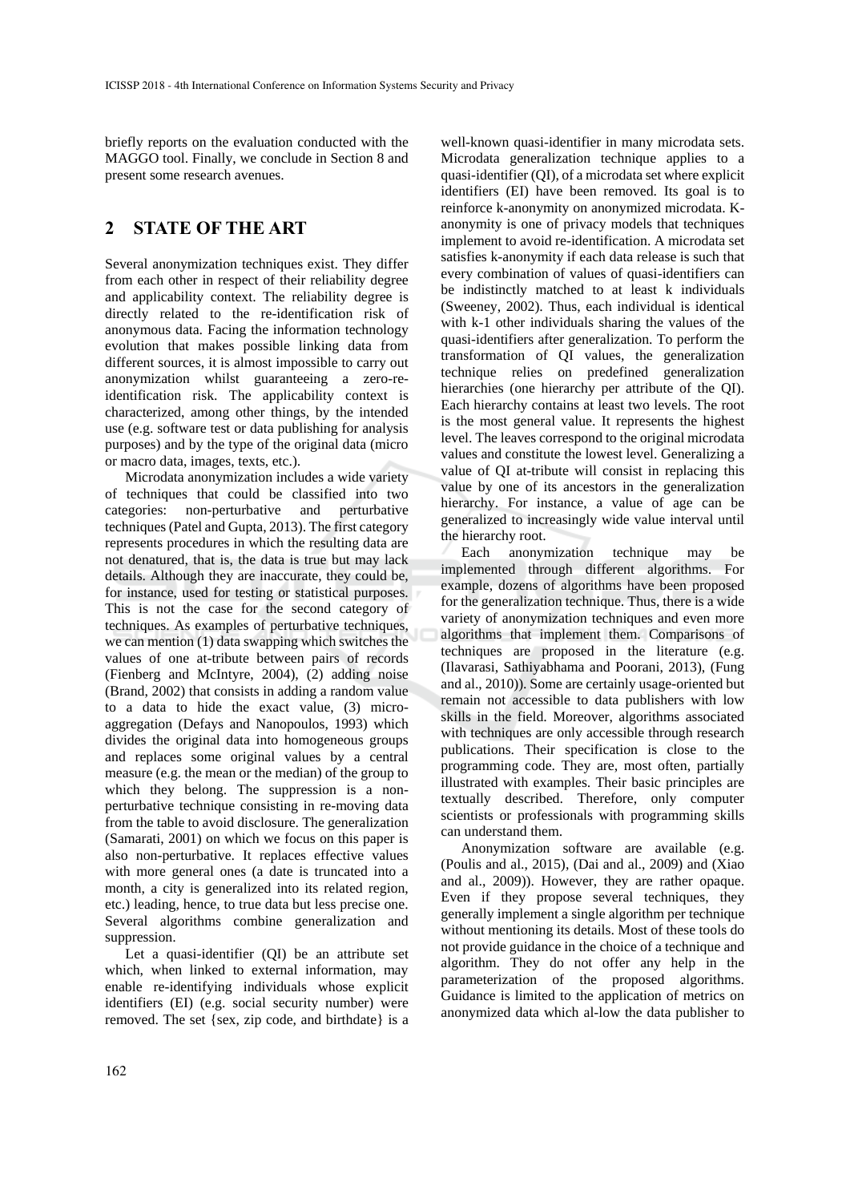briefly reports on the evaluation conducted with the MAGGO tool. Finally, we conclude in Section 8 and present some research avenues.

## 2 STATE OF THE ART

Several anonymization techniques exist. They differ from each other in respect of their reliability degree and applicability context. The reliability degree is directly related to the re-identification risk of anonymous data. Facing the information technology evolution that makes possible linking data from different sources, it is almost impossible to carry out anonymization whilst guaranteeing a zero-re-identification risk. The applicability context is characterized, among other things, by the intended use (e.g. software test or data publishing for analysis purposes) and by the type of the original data (micro or macro data, images, texts, etc.).

Microdata anonymization includes a wide variety of techniques that could be classified into two categories: non-perturbative and perturbative techniques (Patel and Gupta, 2013). The first category represents procedures in which the resulting data are not denatured, that is, the data is true but may lack details. Although they are inaccurate, they could be, for instance, used for testing or statistical purposes. This is not the case for the second category of techniques. As examples of perturbative techniques, we can mention (1) data swapping which switches the values of one at-tribute between pairs of records (Fienberg and McIntyre, 2004), (2) adding noise (Brand, 2002) that consists in adding a random value to a data to hide the exact value, (3) micro-aggregation (Defays and Nanopoulos, 1993) which divides the original data into homogeneous groups and replaces some original values by a central measure (e.g. the mean or the median) of the group to which they belong. The suppression is a non-perturbative technique consisting in re-moving data from the table to avoid disclosure. The generalization (Samarati, 2001) on which we focus on this paper is also non-perturbative. It replaces effective values with more general ones (a date is truncated into a month, a city is generalized into its related region, etc.) leading, hence, to true data but less precise one. Several algorithms combine generalization and suppression.

Let a quasi-identifier (QI) be an attribute set which, when linked to external information, may enable re-identifying individuals whose explicit identifiers (EI) (e.g. social security number) were removed. The set {sex, zip code, and birthdate} is a well-known quasi-identifier in many microdata sets. Microdata generalization technique applies to a quasi-identifier (QI), of a microdata set where explicit identifiers (EI) have been removed. Its goal is to reinforce k-anonymity on anonymized microdata. K-anonymity is one of privacy models that techniques implement to avoid re-identification. A microdata set satisfies k-anonymity if each data release is such that every combination of values of quasi-identifiers can be indistinctly matched to at least k individuals (Sweeney, 2002). Thus, each individual is identical with k-1 other individuals sharing the values of the quasi-identifiers after generalization. To perform the transformation of QI values, the generalization technique relies on predefined generalization hierarchies (one hierarchy per attribute of the QI). Each hierarchy contains at least two levels. The root is the most general value. It represents the highest level. The leaves correspond to the original microdata values and constitute the lowest level. Generalizing a value of QI at-tribute will consist in replacing this value by one of its ancestors in the generalization hierarchy. For instance, a value of age can be generalized to increasingly wide value interval until the hierarchy root.

Each anonymization technique may be implemented through different algorithms. For example, dozens of algorithms have been proposed for the generalization technique. Thus, there is a wide variety of anonymization techniques and even more algorithms that implement them. Comparisons of techniques are proposed in the literature (e.g. (Ilavarasi, Sathiyabhama and Poorani, 2013), (Fung and al., 2010)). Some are certainly usage-oriented but remain not accessible to data publishers with low skills in the field. Moreover, algorithms associated with techniques are only accessible through research publications. Their specification is close to the programming code. They are, most often, partially illustrated with examples. Their basic principles are textually described. Therefore, only computer scientists or professionals with programming skills can understand them.

Anonymization software are available (e.g. (Poulis and al., 2015), (Dai and al., 2009) and (Xiao and al., 2009)). However, they are rather opaque. Even if they propose several techniques, they generally implement a single algorithm per technique without mentioning its details. Most of these tools do not provide guidance in the choice of a technique and algorithm. They do not offer any help in the parameterization of the proposed algorithms. Guidance is limited to the application of metrics on anonymized data which al-low the data publisher to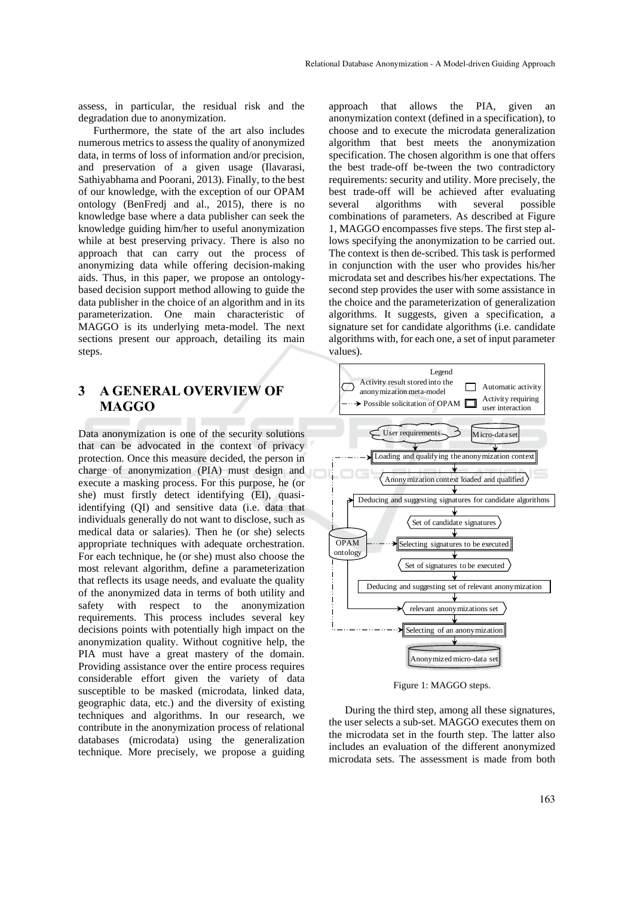assess, in particular, the residual risk and the degradation due to anonymization.

Furthermore, the state of the art also includes numerous metrics to assess the quality of anonymized data, in terms of loss of information and/or precision, and preservation of a given usage (Ilavarasi, Sathiyabhama and Poorani, 2013). Finally, to the best of our knowledge, with the exception of our OPAM ontology (BenFredj and al., 2015), there is no knowledge base where a data publisher can seek the knowledge guiding him/her to useful anonymization while at best preserving privacy. There is also no approach that can carry out the process of anonymizing data while offering decision-making aids. Thus, in this paper, we propose an ontology-based decision support method allowing to guide the data publisher in the choice of an algorithm and in its parameterization. One main characteristic of MAGGO is its underlying meta-model. The next sections present our approach, detailing its main steps.

## 3 A GENERAL OVERVIEW OF MAGGO

Data anonymization is one of the security solutions that can be advocated in the context of privacy protection. Once this measure decided, the person in charge of anonymization (PIA) must design and execute a masking process. For this purpose, he (or she) must firstly detect identifying (EI), quasi-identifying (QI) and sensitive data (i.e. data that individuals generally do not want to disclose, such as medical data or salaries). Then he (or she) selects appropriate techniques with adequate orchestration. For each technique, he (or she) must also choose the most relevant algorithm, define a parameterization that reflects its usage needs, and evaluate the quality of the anonymized data in terms of both utility and safety with respect to the anonymization requirements. This process includes several key decisions points with potentially high impact on the anonymization quality. Without cognitive help, the PIA must have a great mastery of the domain. Providing assistance over the entire process requires considerable effort given the variety of data susceptible to be masked (microdata, linked data, geographic data, etc.) and the diversity of existing techniques and algorithms. In our research, we contribute in the anonymization process of relational databases (microdata) using the generalization technique. More precisely, we propose a guiding approach that allows the PIA, given an anonymization context (defined in a specification), to choose and to execute the microdata generalization algorithm that best meets the anonymization specification. The chosen algorithm is one that offers the best trade-off be-tween the two contradictory requirements: security and utility. More precisely, the best trade-off will be achieved after evaluating several algorithms with several possible combinations of parameters. As described at Figure 1, MAGGO encompasses five steps. The first step al-lows specifying the anonymization to be carried out. The context is then de-scribed. This task is performed in conjunction with the user who provides his/her microdata set and describes his/her expectations. The second step provides the user with some assistance in the choice and the parameterization of generalization algorithms. It suggests, given a specification, a signature set for candidate algorithms (i.e. candidate algorithms with, for each one, a set of input parameter values).

Legend: Activity result stored into the anonymization meta-model; Automatic activity; Possible solicitation of OPAM; Activity requiring user interaction

User requirements → Micro-data set → Loading and qualifying the anonymization context → Anonymization context loaded and qualified → Deducing and suggesting signatures for candidate algorithms → Set of candidate signatures → Selecting signatures to be executed → Set of signatures to be executed → Deducing and suggesting set of relevant anonymization → relevant anonymizations set → Selecting of an anonymization → Anonymized micro-data set (OPAM ontology)

Figure 1: MAGGO steps.

During the third step, among all these signatures, the user selects a sub-set. MAGGO executes them on the microdata set in the fourth step. The latter also includes an evaluation of the different anonymized microdata sets. The assessment is made from both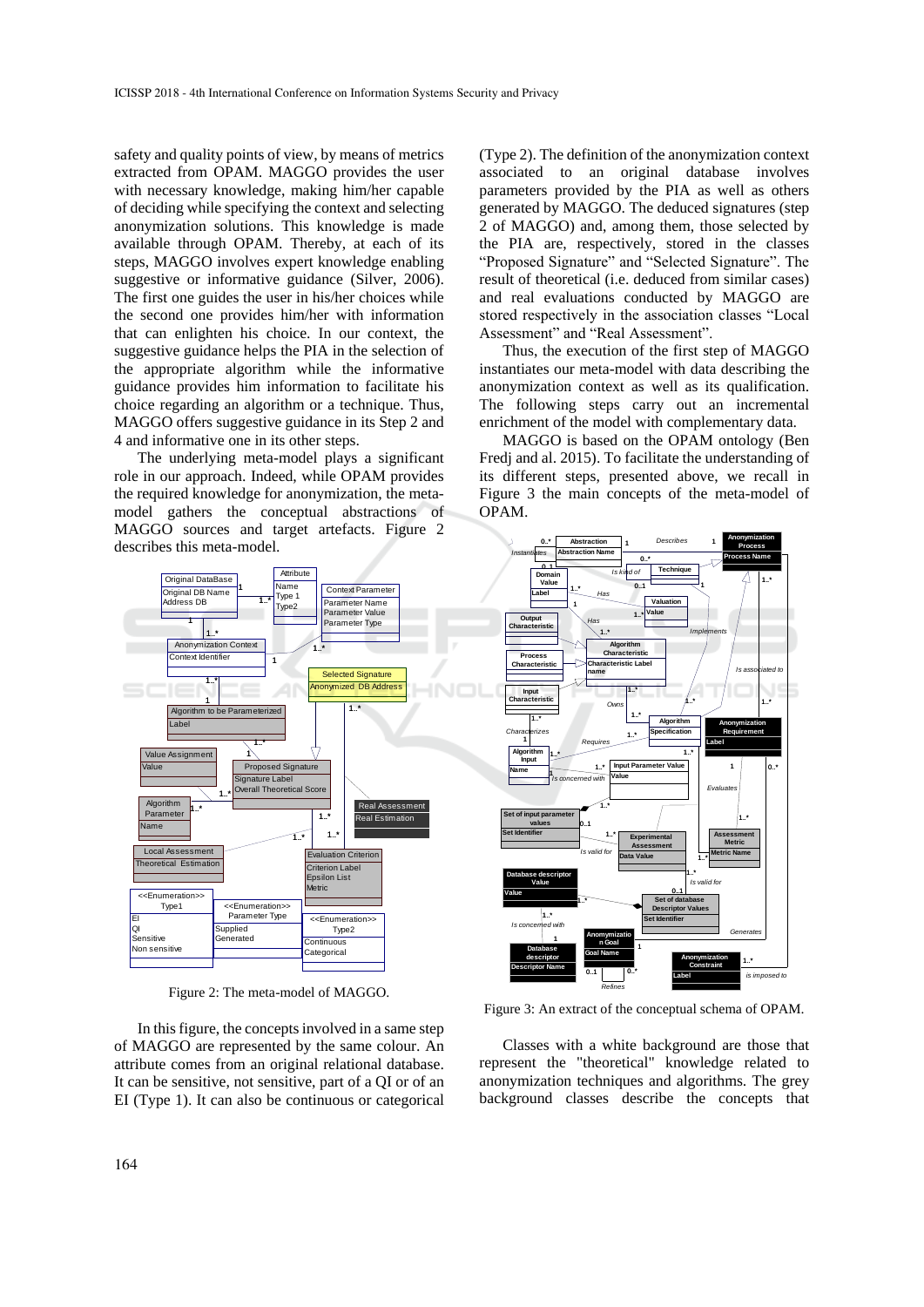safety and quality points of view, by means of metrics extracted from OPAM. MAGGO provides the user with necessary knowledge, making him/her capable of deciding while specifying the context and selecting anonymization solutions. This knowledge is made available through OPAM. Thereby, at each of its steps, MAGGO involves expert knowledge enabling suggestive or informative guidance (Silver, 2006). The first one guides the user in his/her choices while the second one provides him/her with information that can enlighten his choice. In our context, the suggestive guidance helps the PIA in the selection of the appropriate algorithm while the informative guidance provides him information to facilitate his choice regarding an algorithm or a technique. Thus, MAGGO offers suggestive guidance in its Step 2 and 4 and informative one in its other steps.

The underlying meta-model plays a significant role in our approach. Indeed, while OPAM provides the required knowledge for anonymization, the meta-model gathers the conceptual abstractions of MAGGO sources and target artefacts. Figure 2 describes this meta-model.

Figure 2: The meta-model of MAGGO.

In this figure, the concepts involved in a same step of MAGGO are represented by the same colour. An attribute comes from an original relational database. It can be sensitive, not sensitive, part of a QI or of an EI (Type 1). It can also be continuous or categorical (Type 2). The definition of the anonymization context associated to an original database involves parameters provided by the PIA as well as others generated by MAGGO. The deduced signatures (step 2 of MAGGO) and, among them, those selected by the PIA are, respectively, stored in the classes "Proposed Signature" and "Selected Signature". The result of theoretical (i.e. deduced from similar cases) and real evaluations conducted by MAGGO are stored respectively in the association classes "Local Assessment" and "Real Assessment".

Thus, the execution of the first step of MAGGO instantiates our meta-model with data describing the anonymization context as well as its qualification. The following steps carry out an incremental enrichment of the model with complementary data.

MAGGO is based on the OPAM ontology (Ben Fredj and al. 2015). To facilitate the understanding of its different steps, presented above, we recall in Figure 3 the main concepts of the meta-model of OPAM.

Figure 3: An extract of the conceptual schema of OPAM.

Classes with a white background are those that represent the "theoretical" knowledge related to anonymization techniques and algorithms. The grey background classes describe the concepts that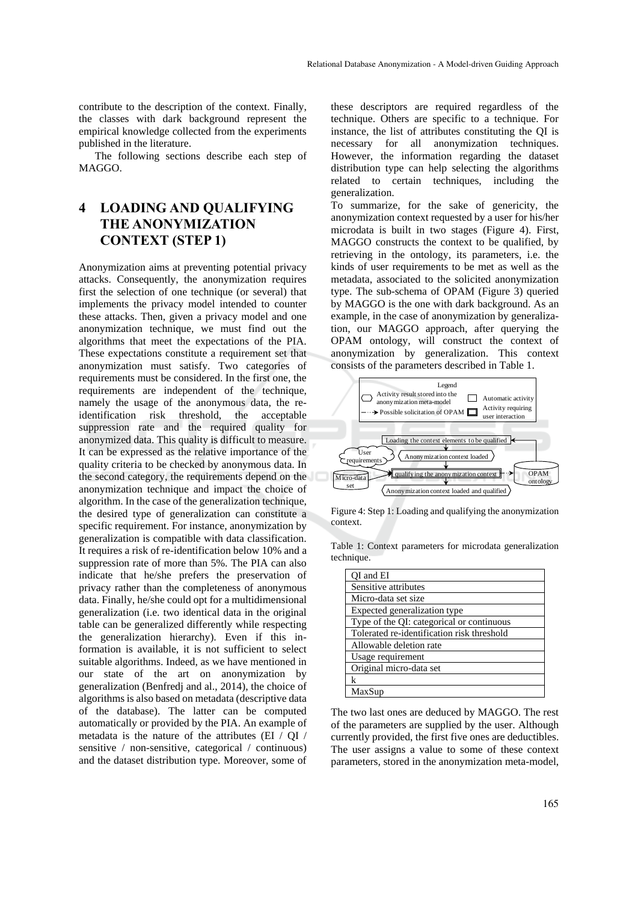contribute to the description of the context. Finally, the classes with dark background represent the empirical knowledge collected from the experiments published in the literature.

The following sections describe each step of MAGGO.

# 4 LOADING AND QUALIFYING THE ANONYMIZATION CONTEXT (STEP 1)

Anonymization aims at preventing potential privacy attacks. Consequently, the anonymization requires first the selection of one technique (or several) that implements the privacy model intended to counter these attacks. Then, given a privacy model and one anonymization technique, we must find out the algorithms that meet the expectations of the PIA. These expectations constitute a requirement set that anonymization must satisfy. Two categories of requirements must be considered. In the first one, the requirements are independent of the technique, namely the usage of the anonymous data, the re-identification risk threshold, the acceptable suppression rate and the required quality for anonymized data. This quality is difficult to measure. It can be expressed as the relative importance of the quality criteria to be checked by anonymous data. In the second category, the requirements depend on the anonymization technique and impact the choice of algorithm. In the case of the generalization technique, the desired type of generalization can constitute a specific requirement. For instance, anonymization by generalization is compatible with data classification. It requires a risk of re-identification below 10% and a suppression rate of more than 5%. The PIA can also indicate that he/she prefers the preservation of privacy rather than the completeness of anonymous data. Finally, he/she could opt for a multidimensional generalization (i.e. two identical data in the original table can be generalized differently while respecting the generalization hierarchy). Even if this information is available, it is not sufficient to select suitable algorithms. Indeed, as we have mentioned in our state of the art on anonymization by generalization (Benfredj and al., 2014), the choice of algorithms is also based on metadata (descriptive data of the database). The latter can be computed automatically or provided by the PIA. An example of metadata is the nature of the attributes (EI / QI / sensitive / non-sensitive, categorical / continuous) and the dataset distribution type. Moreover, some of these descriptors are required regardless of the technique. Others are specific to a technique. For instance, the list of attributes constituting the QI is necessary for all anonymization techniques. However, the information regarding the dataset distribution type can help selecting the algorithms related to certain techniques, including the generalization.

To summarize, for the sake of genericity, the anonymization context requested by a user for his/her microdata is built in two stages (Figure 4). First, MAGGO constructs the context to be qualified, by retrieving in the ontology, its parameters, i.e. the kinds of user requirements to be met as well as the metadata, associated to the solicited anonymization type. The sub-schema of OPAM (Figure 3) queried by MAGGO is the one with dark background. As an example, in the case of anonymization by generalization, our MAGGO approach, after querying the OPAM ontology, will construct the context of anonymization by generalization. This context consists of the parameters described in Table 1.

Figure 4: Step 1: Loading and qualifying the anonymization context.

Table 1: Context parameters for microdata generalization technique.

| QI and EI |
|---|
| Sensitive attributes |
| Micro-data set size |
| Expected generalization type |
| Type of the QI: categorical or continuous |
| Tolerated re-identification risk threshold |
| Allowable deletion rate |
| Usage requirement |
| Original micro-data set |
| k |
| MaxSup |

The two last ones are deduced by MAGGO. The rest of the parameters are supplied by the user. Although currently provided, the first five ones are deductibles. The user assigns a value to some of these context parameters, stored in the anonymization meta-model,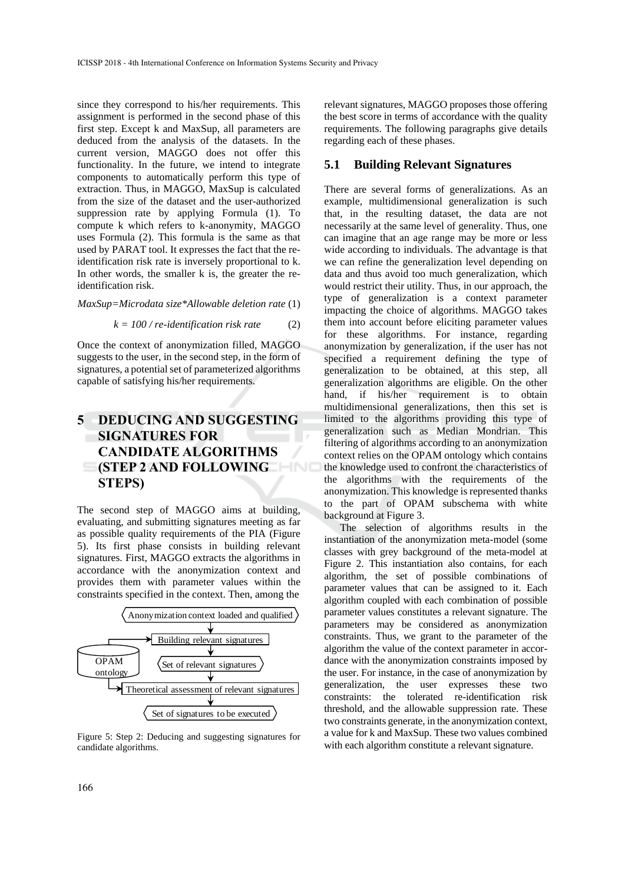since they correspond to his/her requirements. This assignment is performed in the second phase of this first step. Except k and MaxSup, all parameters are deduced from the analysis of the datasets. In the current version, MAGGO does not offer this functionality. In the future, we intend to integrate components to automatically perform this type of extraction. Thus, in MAGGO, MaxSup is calculated from the size of the dataset and the user-authorized suppression rate by applying Formula (1). To compute k which refers to k-anonymity, MAGGO uses Formula (2). This formula is the same as that used by PARAT tool. It expresses the fact that the re-identification risk rate is inversely proportional to k. In other words, the smaller k is, the greater the re-identification risk.

$$MaxSup = Microdata\ size * Allowable\ deletion\ rate \quad (1)$$

$$k = 100 / re\text{-}identification\ risk\ rate \quad (2)$$

Once the context of anonymization filled, MAGGO suggests to the user, in the second step, in the form of signatures, a potential set of parameterized algorithms capable of satisfying his/her requirements.

# 5 DEDUCING AND SUGGESTING SIGNATURES FOR CANDIDATE ALGORITHMS (STEP 2 AND FOLLOWING STEPS)

The second step of MAGGO aims at building, evaluating, and submitting signatures meeting as far as possible quality requirements of the PIA (Figure 5). Its first phase consists in building relevant signatures. First, MAGGO extracts the algorithms in accordance with the anonymization context and provides them with parameter values within the constraints specified in the context. Then, among the relevant signatures, MAGGO proposes those offering the best score in terms of accordance with the quality requirements. The following paragraphs give details regarding each of these phases.

Anonymization context loaded and qualified → Building relevant signatures → Set of relevant signatures → Theoretical assessment of relevant signatures → Set of signatures to be executed (OPAM ontology)

Figure 5: Step 2: Deducing and suggesting signatures for candidate algorithms.

## 5.1 Building Relevant Signatures

There are several forms of generalizations. As an example, multidimensional generalization is such that, in the resulting dataset, the data are not necessarily at the same level of generality. Thus, one can imagine that an age range may be more or less wide according to individuals. The advantage is that we can refine the generalization level depending on data and thus avoid too much generalization, which would restrict their utility. Thus, in our approach, the type of generalization is a context parameter impacting the choice of algorithms. MAGGO takes them into account before eliciting parameter values for these algorithms. For instance, regarding anonymization by generalization, if the user has not specified a requirement defining the type of generalization to be obtained, at this step, all generalization algorithms are eligible. On the other hand, if his/her requirement is to obtain multidimensional generalizations, then this set is limited to the algorithms providing this type of generalization such as Median Mondrian. This filtering of algorithms according to an anonymization context relies on the OPAM ontology which contains the knowledge used to confront the characteristics of the algorithms with the requirements of the anonymization. This knowledge is represented thanks to the part of OPAM subschema with white background at Figure 3.

The selection of algorithms results in the instantiation of the anonymization meta-model (some classes with grey background of the meta-model at Figure 2. This instantiation also contains, for each algorithm, the set of possible combinations of parameter values that can be assigned to it. Each algorithm coupled with each combination of possible parameter values constitutes a relevant signature. The parameters may be considered as anonymization constraints. Thus, we grant to the parameter of the algorithm the value of the context parameter in accordance with the anonymization constraints imposed by the user. For instance, in the case of anonymization by generalization, the user expresses these two constraints: the tolerated re-identification risk threshold, and the allowable suppression rate. These two constraints generate, in the anonymization context, a value for k and MaxSup. These two values combined with each algorithm constitute a relevant signature.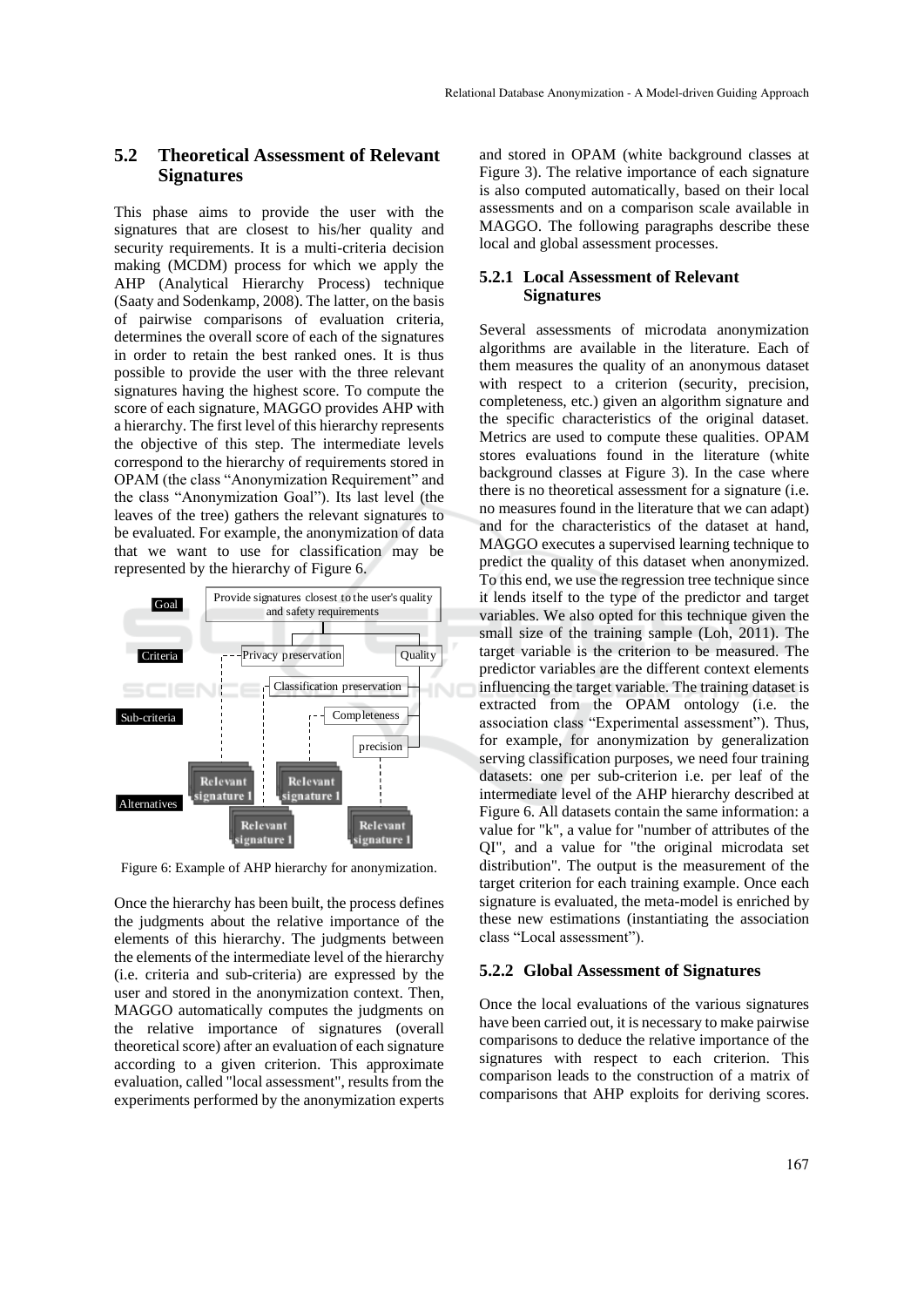### 5.2 Theoretical Assessment of Relevant Signatures

This phase aims to provide the user with the signatures that are closest to his/her quality and security requirements. It is a multi-criteria decision making (MCDM) process for which we apply the AHP (Analytical Hierarchy Process) technique (Saaty and Sodenkamp, 2008). The latter, on the basis of pairwise comparisons of evaluation criteria, determines the overall score of each of the signatures in order to retain the best ranked ones. It is thus possible to provide the user with the three relevant signatures having the highest score. To compute the score of each signature, MAGGO provides AHP with a hierarchy. The first level of this hierarchy represents the objective of this step. The intermediate levels correspond to the hierarchy of requirements stored in OPAM (the class "Anonymization Requirement" and the class "Anonymization Goal"). Its last level (the leaves of the tree) gathers the relevant signatures to be evaluated. For example, the anonymization of data that we want to use for classification may be represented by the hierarchy of Figure 6.

Figure 6: Example of AHP hierarchy for anonymization.

Once the hierarchy has been built, the process defines the judgments about the relative importance of the elements of this hierarchy. The judgments between the elements of the intermediate level of the hierarchy (i.e. criteria and sub-criteria) are expressed by the user and stored in the anonymization context. Then, MAGGO automatically computes the judgments on the relative importance of signatures (overall theoretical score) after an evaluation of each signature according to a given criterion. This approximate evaluation, called "local assessment", results from the experiments performed by the anonymization experts and stored in OPAM (white background classes at Figure 3). The relative importance of each signature is also computed automatically, based on their local assessments and on a comparison scale available in MAGGO. The following paragraphs describe these local and global assessment processes.

#### 5.2.1 Local Assessment of Relevant Signatures

Several assessments of microdata anonymization algorithms are available in the literature. Each of them measures the quality of an anonymous dataset with respect to a criterion (security, precision, completeness, etc.) given an algorithm signature and the specific characteristics of the original dataset. Metrics are used to compute these qualities. OPAM stores evaluations found in the literature (white background classes at Figure 3). In the case where there is no theoretical assessment for a signature (i.e. no measures found in the literature that we can adapt) and for the characteristics of the dataset at hand, MAGGO executes a supervised learning technique to predict the quality of this dataset when anonymized. To this end, we use the regression tree technique since it lends itself to the type of the predictor and target variables. We also opted for this technique given the small size of the training sample (Loh, 2011). The target variable is the criterion to be measured. The predictor variables are the different context elements influencing the target variable. The training dataset is extracted from the OPAM ontology (i.e. the association class "Experimental assessment"). Thus, for example, for anonymization by generalization serving classification purposes, we need four training datasets: one per sub-criterion i.e. per leaf of the intermediate level of the AHP hierarchy described at Figure 6. All datasets contain the same information: a value for "k", a value for "number of attributes of the QI", and a value for "the original microdata set distribution". The output is the measurement of the target criterion for each training example. Once each signature is evaluated, the meta-model is enriched by these new estimations (instantiating the association class "Local assessment").

#### 5.2.2 Global Assessment of Signatures

Once the local evaluations of the various signatures have been carried out, it is necessary to make pairwise comparisons to deduce the relative importance of the signatures with respect to each criterion. This comparison leads to the construction of a matrix of comparisons that AHP exploits for deriving scores.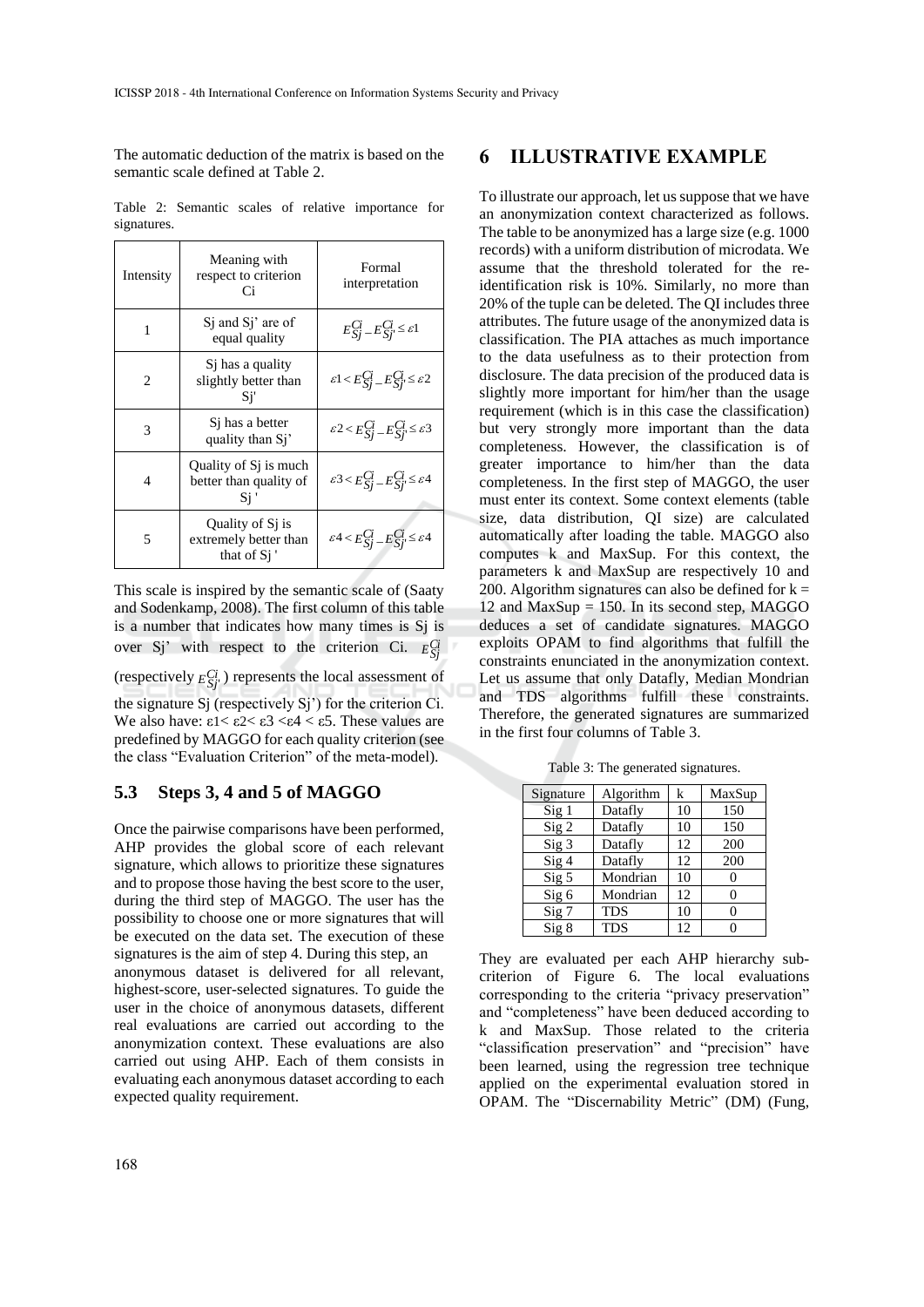The automatic deduction of the matrix is based on the semantic scale defined at Table 2.

Table 2: Semantic scales of relative importance for signatures.

| Intensity | Meaning with respect to criterion Ci | Formal interpretation |
|---|---|---|
| 1 | Sj and Sj' are of equal quality | $E_{Sj}^{Ci} - E_{Sj'}^{Ci} \leq \varepsilon 1$ |
| 2 | Sj has a quality slightly better than Sj' | $\varepsilon 1 < E_{Sj}^{Ci} - E_{Sj'}^{Ci} \leq \varepsilon 2$ |
| 3 | Sj has a better quality than Sj' | $\varepsilon 2 < E_{Sj}^{Ci} - E_{Sj'}^{Ci} \leq \varepsilon 3$ |
| 4 | Quality of Sj is much better than quality of Sj ' | $\varepsilon 3 < E_{Sj}^{Ci} - E_{Sj'}^{Ci} \leq \varepsilon 4$ |
| 5 | Quality of Sj is extremely better than that of Sj ' | $\varepsilon 4 < E_{Sj}^{Ci} - E_{Sj'}^{Ci} \leq \varepsilon 4$ |

This scale is inspired by the semantic scale of (Saaty and Sodenkamp, 2008). The first column of this table is a number that indicates how many times is Sj is over Sj' with respect to the criterion Ci. $E_{Sj}^{Ci}$ (respectively $E_{Sj'}^{Ci}$) represents the local assessment of the signature Sj (respectively Sj') for the criterion Ci. We also have: ε1< ε2< ε3 <ε4 < ε5. These values are predefined by MAGGO for each quality criterion (see the class "Evaluation Criterion" of the meta-model).

## 5.3 Steps 3, 4 and 5 of MAGGO

Once the pairwise comparisons have been performed, AHP provides the global score of each relevant signature, which allows to prioritize these signatures and to propose those having the best score to the user, during the third step of MAGGO. The user has the possibility to choose one or more signatures that will be executed on the data set. The execution of these signatures is the aim of step 4. During this step, an anonymous dataset is delivered for all relevant, highest-score, user-selected signatures. To guide the user in the choice of anonymous datasets, different real evaluations are carried out according to the anonymization context. These evaluations are also carried out using AHP. Each of them consists in evaluating each anonymous dataset according to each expected quality requirement.

# 6 ILLUSTRATIVE EXAMPLE

To illustrate our approach, let us suppose that we have an anonymization context characterized as follows. The table to be anonymized has a large size (e.g. 1000 records) with a uniform distribution of microdata. We assume that the threshold tolerated for the re-identification risk is 10%. Similarly, no more than 20% of the tuple can be deleted. The QI includes three attributes. The future usage of the anonymized data is classification. The PIA attaches as much importance to the data usefulness as to their protection from disclosure. The data precision of the produced data is slightly more important for him/her than the usage requirement (which is in this case the classification) but very strongly more important than the data completeness. However, the classification is of greater importance to him/her than the data completeness. In the first step of MAGGO, the user must enter its context. Some context elements (table size, data distribution, QI size) are calculated automatically after loading the table. MAGGO also computes k and MaxSup. For this context, the parameters k and MaxSup are respectively 10 and 200. Algorithm signatures can also be defined for k = 12 and MaxSup = 150. In its second step, MAGGO deduces a set of candidate signatures. MAGGO exploits OPAM to find algorithms that fulfill the constraints enunciated in the anonymization context. Let us assume that only Datafly, Median Mondrian and TDS algorithms fulfill these constraints. Therefore, the generated signatures are summarized in the first four columns of Table 3.

Table 3: The generated signatures.

| Signature | Algorithm | k | MaxSup |
|---|---|---|---|
| Sig 1 | Datafly | 10 | 150 |
| Sig 2 | Datafly | 10 | 150 |
| Sig 3 | Datafly | 12 | 200 |
| Sig 4 | Datafly | 12 | 200 |
| Sig 5 | Mondrian | 10 | 0 |
| Sig 6 | Mondrian | 12 | 0 |
| Sig 7 | TDS | 10 | 0 |
| Sig 8 | TDS | 12 | 0 |

They are evaluated per each AHP hierarchy sub-criterion of Figure 6. The local evaluations corresponding to the criteria "privacy preservation" and "completeness" have been deduced according to k and MaxSup. Those related to the criteria "classification preservation" and "precision" have been learned, using the regression tree technique applied on the experimental evaluation stored in OPAM. The "Discernability Metric" (DM) (Fung,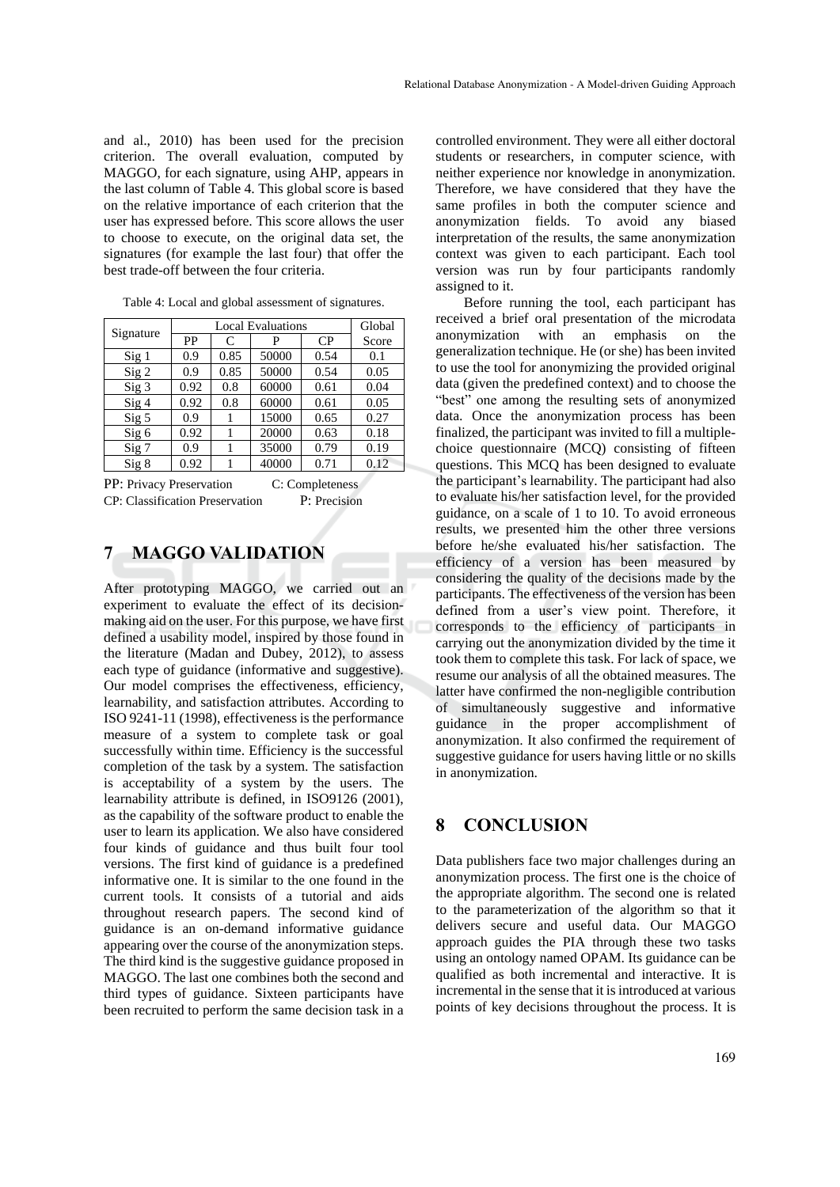and al., 2010) has been used for the precision criterion. The overall evaluation, computed by MAGGO, for each signature, using AHP, appears in the last column of Table 4. This global score is based on the relative importance of each criterion that the user has expressed before. This score allows the user to choose to execute, on the original data set, the signatures (for example the last four) that offer the best trade-off between the four criteria.

Table 4: Local and global assessment of signatures.

| Signature | Local Evaluations | | | | Global |
|---|---|---|---|---|---|
| | PP | C | P | CP | Score |
| Sig 1 | 0.9 | 0.85 | 50000 | 0.54 | 0.1 |
| Sig 2 | 0.9 | 0.85 | 50000 | 0.54 | 0.05 |
| Sig 3 | 0.92 | 0.8 | 60000 | 0.61 | 0.04 |
| Sig 4 | 0.92 | 0.8 | 60000 | 0.61 | 0.05 |
| Sig 5 | 0.9 | 1 | 15000 | 0.65 | 0.27 |
| Sig 6 | 0.92 | 1 | 20000 | 0.63 | 0.18 |
| Sig 7 | 0.9 | 1 | 35000 | 0.79 | 0.19 |
| Sig 8 | 0.92 | 1 | 40000 | 0.71 | 0.12 |

PP: Privacy Preservation C: Completeness
CP: Classification Preservation P: Precision

## 7 MAGGO VALIDATION

After prototyping MAGGO, we carried out an experiment to evaluate the effect of its decision-making aid on the user. For this purpose, we have first defined a usability model, inspired by those found in the literature (Madan and Dubey, 2012), to assess each type of guidance (informative and suggestive). Our model comprises the effectiveness, efficiency, learnability, and satisfaction attributes. According to ISO 9241-11 (1998), effectiveness is the performance measure of a system to complete task or goal successfully within time. Efficiency is the successful completion of the task by a system. The satisfaction is acceptability of a system by the users. The learnability attribute is defined, in ISO9126 (2001), as the capability of the software product to enable the user to learn its application. We also have considered four kinds of guidance and thus built four tool versions. The first kind of guidance is a predefined informative one. It is similar to the one found in the current tools. It consists of a tutorial and aids throughout research papers. The second kind of guidance is an on-demand informative guidance appearing over the course of the anonymization steps. The third kind is the suggestive guidance proposed in MAGGO. The last one combines both the second and third types of guidance. Sixteen participants have been recruited to perform the same decision task in a controlled environment. They were all either doctoral students or researchers, in computer science, with neither experience nor knowledge in anonymization. Therefore, we have considered that they have the same profiles in both the computer science and anonymization fields. To avoid any biased interpretation of the results, the same anonymization context was given to each participant. Each tool version was run by four participants randomly assigned to it.

Before running the tool, each participant has received a brief oral presentation of the microdata anonymization with an emphasis on the generalization technique. He (or she) has been invited to use the tool for anonymizing the provided original data (given the predefined context) and to choose the "best" one among the resulting sets of anonymized data. Once the anonymization process has been finalized, the participant was invited to fill a multiple-choice questionnaire (MCQ) consisting of fifteen questions. This MCQ has been designed to evaluate the participant's learnability. The participant had also to evaluate his/her satisfaction level, for the provided guidance, on a scale of 1 to 10. To avoid erroneous results, we presented him the other three versions before he/she evaluated his/her satisfaction. The efficiency of a version has been measured by considering the quality of the decisions made by the participants. The effectiveness of the version has been defined from a user's view point. Therefore, it corresponds to the efficiency of participants in carrying out the anonymization divided by the time it took them to complete this task. For lack of space, we resume our analysis of all the obtained measures. The latter have confirmed the non-negligible contribution of simultaneously suggestive and informative guidance in the proper accomplishment of anonymization. It also confirmed the requirement of suggestive guidance for users having little or no skills in anonymization.

## 8 CONCLUSION

Data publishers face two major challenges during an anonymization process. The first one is the choice of the appropriate algorithm. The second one is related to the parameterization of the algorithm so that it delivers secure and useful data. Our MAGGO approach guides the PIA through these two tasks using an ontology named OPAM. Its guidance can be qualified as both incremental and interactive. It is incremental in the sense that it is introduced at various points of key decisions throughout the process. It is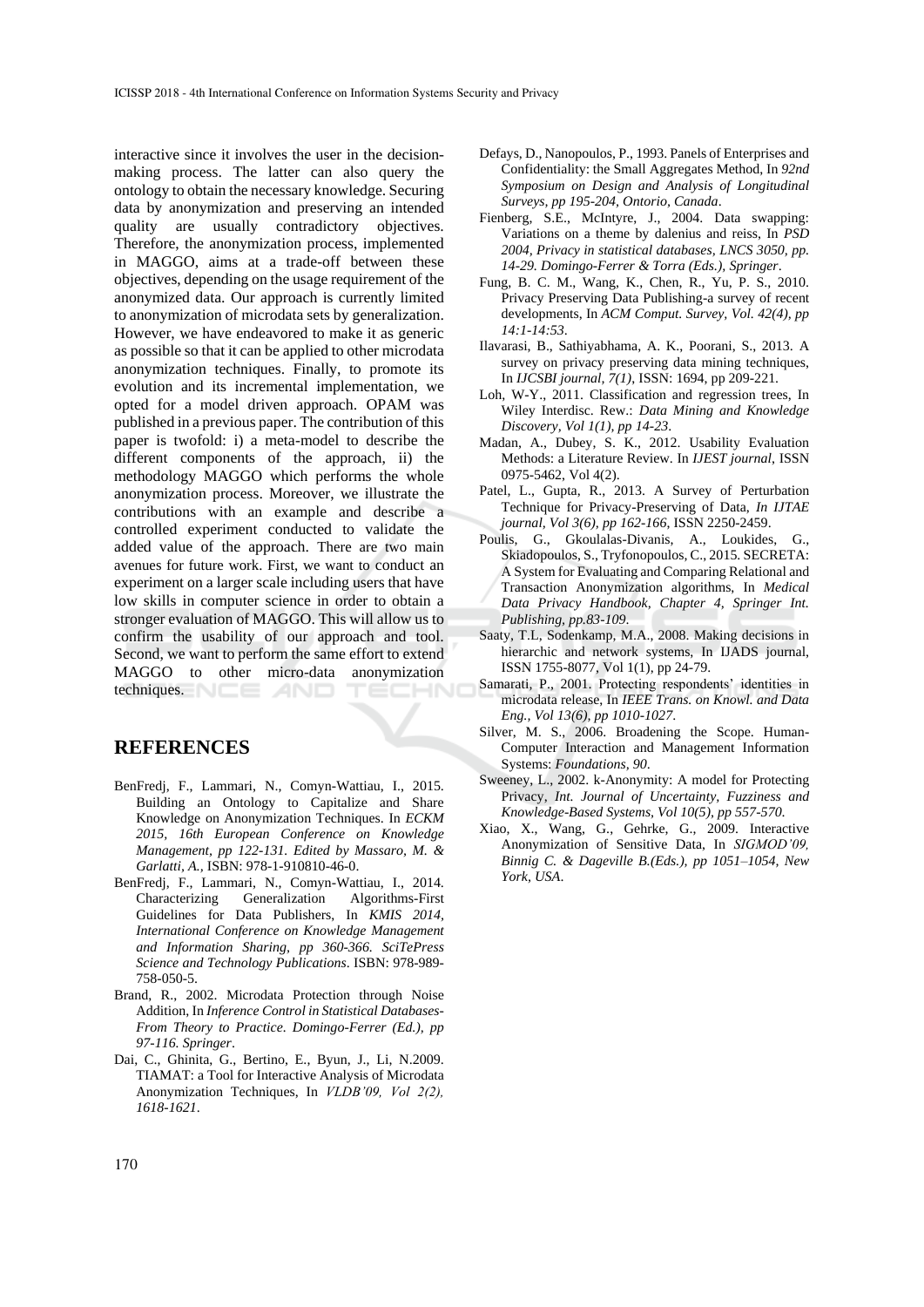interactive since it involves the user in the decision-making process. The latter can also query the ontology to obtain the necessary knowledge. Securing data by anonymization and preserving an intended quality are usually contradictory objectives. Therefore, the anonymization process, implemented in MAGGO, aims at a trade-off between these objectives, depending on the usage requirement of the anonymized data. Our approach is currently limited to anonymization of microdata sets by generalization. However, we have endeavored to make it as generic as possible so that it can be applied to other microdata anonymization techniques. Finally, to promote its evolution and its incremental implementation, we opted for a model driven approach. OPAM was published in a previous paper. The contribution of this paper is twofold: i) a meta-model to describe the different components of the approach, ii) the methodology MAGGO which performs the whole anonymization process. Moreover, we illustrate the contributions with an example and describe a controlled experiment conducted to validate the added value of the approach. There are two main avenues for future work. First, we want to conduct an experiment on a larger scale including users that have low skills in computer science in order to obtain a stronger evaluation of MAGGO. This will allow us to confirm the usability of our approach and tool. Second, we want to perform the same effort to extend MAGGO to other micro-data anonymization techniques.

## REFERENCES

BenFredj, F., Lammari, N., Comyn-Wattiau, I., 2015. Building an Ontology to Capitalize and Share Knowledge on Anonymization Techniques. In *ECKM 2015, 16th European Conference on Knowledge Management, pp 122-131. Edited by Massaro, M. & Garlatti, A.,* ISBN: 978-1-910810-46-0.

BenFredj, F., Lammari, N., Comyn-Wattiau, I., 2014. Characterizing Generalization Algorithms-First Guidelines for Data Publishers, In *KMIS 2014, International Conference on Knowledge Management and Information Sharing, pp 360-366. SciTePress Science and Technology Publications*. ISBN: 978-989-758-050-5.

Brand, R., 2002. Microdata Protection through Noise Addition, In *Inference Control in Statistical Databases-From Theory to Practice. Domingo-Ferrer (Ed.), pp 97-116. Springer*.

Dai, C., Ghinita, G., Bertino, E., Byun, J., Li, N.2009. TIAMAT: a Tool for Interactive Analysis of Microdata Anonymization Techniques, In *VLDB'09, Vol 2(2), 1618-1621*.

Defays, D., Nanopoulos, P., 1993. Panels of Enterprises and Confidentiality: the Small Aggregates Method, In *92nd Symposium on Design and Analysis of Longitudinal Surveys, pp 195-204, Ontorio, Canada*.

Fienberg, S.E., McIntyre, J., 2004. Data swapping: Variations on a theme by dalenius and reiss, In *PSD 2004, Privacy in statistical databases, LNCS 3050, pp. 14-29. Domingo-Ferrer & Torra (Eds.), Springer*.

Fung, B. C. M., Wang, K., Chen, R., Yu, P. S., 2010. Privacy Preserving Data Publishing-a survey of recent developments, In *ACM Comput. Survey, Vol. 42(4), pp 14:1-14:53*.

Ilavarasi, B., Sathiyabhama, A. K., Poorani, S., 2013. A survey on privacy preserving data mining techniques, In *IJCSBI journal, 7(1)*, ISSN: 1694, pp 209-221.

Loh, W-Y., 2011. Classification and regression trees, In Wiley Interdisc. Rew.: *Data Mining and Knowledge Discovery, Vol 1(1), pp 14-23*.

Madan, A., Dubey, S. K., 2012. Usability Evaluation Methods: a Literature Review. In *IJEST journal*, ISSN 0975-5462, Vol 4(2).

Patel, L., Gupta, R., 2013. A Survey of Perturbation Technique for Privacy-Preserving of Data, *In IJTAE journal, Vol 3(6), pp 162-166*, ISSN 2250-2459.

Poulis, G., Gkoulalas-Divanis, A., Loukides, G., Skiadopoulos, S., Tryfonopoulos, C., 2015. SECRETA: A System for Evaluating and Comparing Relational and Transaction Anonymization algorithms, In *Medical Data Privacy Handbook, Chapter 4, Springer Int. Publishing, pp.83-109*.

Saaty, T.L, Sodenkamp, M.A., 2008. Making decisions in hierarchic and network systems, In IJADS journal, ISSN 1755-8077, Vol 1(1), pp 24-79.

Samarati, P., 2001. Protecting respondents' identities in microdata release, In *IEEE Trans. on Knowl. and Data Eng., Vol 13(6), pp 1010-1027*.

Silver, M. S., 2006. Broadening the Scope. Human-Computer Interaction and Management Information Systems: *Foundations, 90*.

Sweeney, L., 2002. k-Anonymity: A model for Protecting Privacy, *Int. Journal of Uncertainty, Fuzziness and Knowledge-Based Systems, Vol 10(5), pp 557-570.*

Xiao, X., Wang, G., Gehrke, G., 2009. Interactive Anonymization of Sensitive Data, In *SIGMOD'09, Binnig C. & Dageville B.(Eds.), pp 1051–1054, New York, USA*.